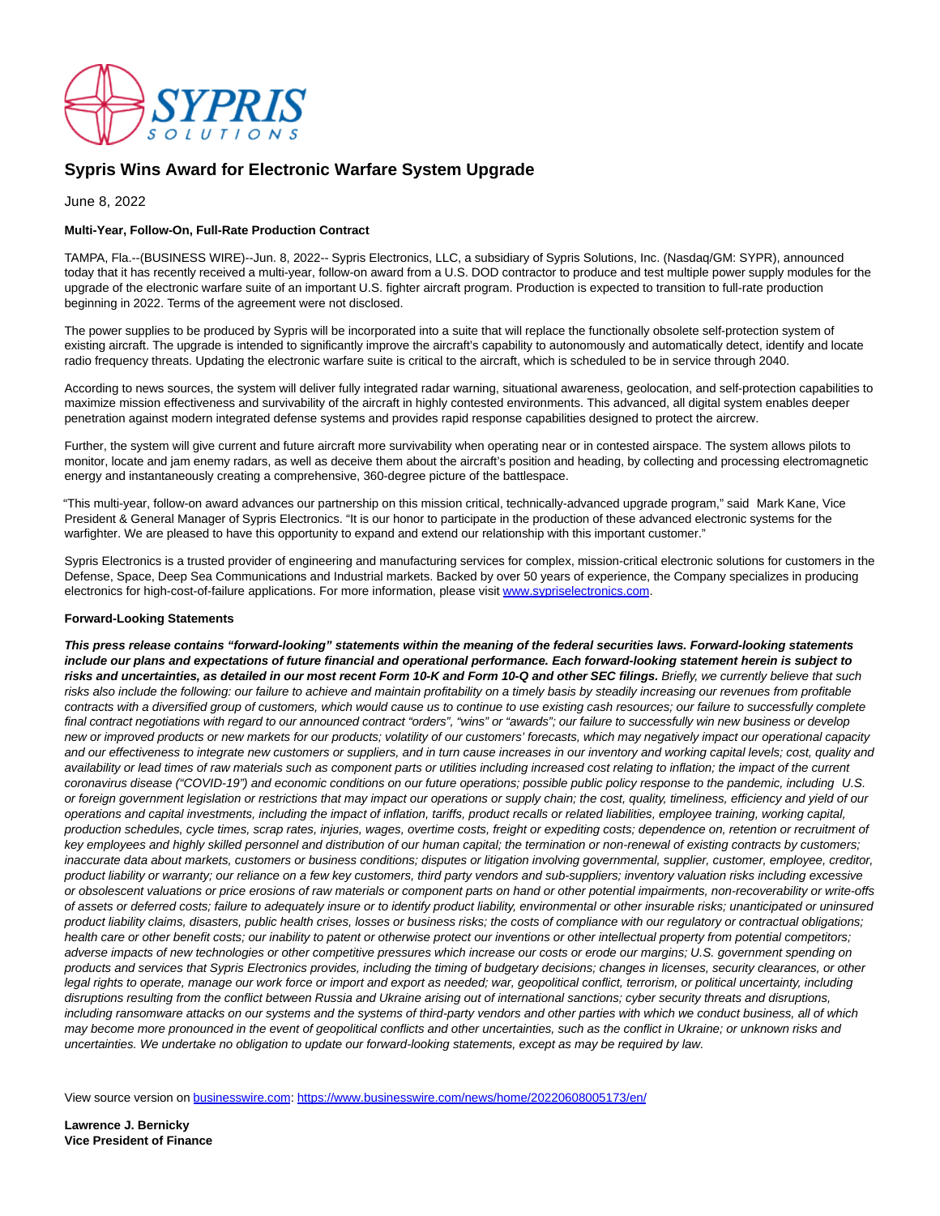# Sypris Wins Award for Electronic Warfare System Upgrade

June 8, 2022

**Multi-Year, Follow-On, Full-Rate Production Contract**

TAMPA, Fla.--(BUSINESS WIRE)--Jun. 8, 2022-- Sypris Electronics, LLC, a subsidiary of Sypris Solutions, Inc. (Nasdaq/GM: SYPR), announced today that it has recently received a multi-year, follow-on award from a U.S. DOD contractor to produce and test multiple power supply modules for the upgrade of the electronic warfare suite of an important U.S. fighter aircraft program. Production is expected to transition to full-rate production beginning in 2022. Terms of the agreement were not disclosed.

The power supplies to be produced by Sypris will be incorporated into a suite that will replace the functionally obsolete self-protection system of existing aircraft. The upgrade is intended to significantly improve the aircraft's capability to autonomously and automatically detect, identify and locate radio frequency threats. Updating the electronic warfare suite is critical to the aircraft, which is scheduled to be in service through 2040.

According to news sources, the system will deliver fully integrated radar warning, situational awareness, geolocation, and self-protection capabilities to maximize mission effectiveness and survivability of the aircraft in highly contested environments. This advanced, all digital system enables deeper penetration against modern integrated defense systems and provides rapid response capabilities designed to protect the aircrew.

Further, the system will give current and future aircraft more survivability when operating near or in contested airspace. The system allows pilots to monitor, locate and jam enemy radars, as well as deceive them about the aircraft's position and heading, by collecting and processing electromagnetic energy and instantaneously creating a comprehensive, 360-degree picture of the battlespace.

"This multi-year, follow-on award advances our partnership on this mission critical, technically-advanced upgrade program," said Mark Kane, Vice President & General Manager of Sypris Electronics. "It is our honor to participate in the production of these advanced electronic systems for the warfighter. We are pleased to have this opportunity to expand and extend our relationship with this important customer."

Sypris Electronics is a trusted provider of engineering and manufacturing services for complex, mission-critical electronic solutions for customers in the Defense, Space, Deep Sea Communications and Industrial markets. Backed by over 50 years of experience, the Company specializes in producing electronics for high-cost-of-failure applications. For more information, please visit [www.sypriselectronics.com](http://www.sypriselectronics.com).

**Forward-Looking Statements**

***This press release contains "forward-looking" statements within the meaning of the federal securities laws. Forward-looking statements include our plans and expectations of future financial and operational performance. Each forward-looking statement herein is subject to risks and uncertainties, as detailed in our most recent Form 10-K and Form 10-Q and other SEC filings.*** *Briefly, we currently believe that such risks also include the following: our failure to achieve and maintain profitability on a timely basis by steadily increasing our revenues from profitable contracts with a diversified group of customers, which would cause us to continue to use existing cash resources; our failure to successfully complete final contract negotiations with regard to our announced contract "orders", "wins" or "awards"; our failure to successfully win new business or develop new or improved products or new markets for our products; volatility of our customers' forecasts, which may negatively impact our operational capacity and our effectiveness to integrate new customers or suppliers, and in turn cause increases in our inventory and working capital levels; cost, quality and availability or lead times of raw materials such as component parts or utilities including increased cost relating to inflation; the impact of the current coronavirus disease ("COVID-19") and economic conditions on our future operations; possible public policy response to the pandemic, including U.S. or foreign government legislation or restrictions that may impact our operations or supply chain; the cost, quality, timeliness, efficiency and yield of our operations and capital investments, including the impact of inflation, tariffs, product recalls or related liabilities, employee training, working capital, production schedules, cycle times, scrap rates, injuries, wages, overtime costs, freight or expediting costs; dependence on, retention or recruitment of key employees and highly skilled personnel and distribution of our human capital; the termination or non-renewal of existing contracts by customers; inaccurate data about markets, customers or business conditions; disputes or litigation involving governmental, supplier, customer, employee, creditor, product liability or warranty; our reliance on a few key customers, third party vendors and sub-suppliers; inventory valuation risks including excessive or obsolescent valuations or price erosions of raw materials or component parts on hand or other potential impairments, non-recoverability or write-offs of assets or deferred costs; failure to adequately insure or to identify product liability, environmental or other insurable risks; unanticipated or uninsured product liability claims, disasters, public health crises, losses or business risks; the costs of compliance with our regulatory or contractual obligations; health care or other benefit costs; our inability to patent or otherwise protect our inventions or other intellectual property from potential competitors; adverse impacts of new technologies or other competitive pressures which increase our costs or erode our margins; U.S. government spending on products and services that Sypris Electronics provides, including the timing of budgetary decisions; changes in licenses, security clearances, or other legal rights to operate, manage our work force or import and export as needed; war, geopolitical conflict, terrorism, or political uncertainty, including disruptions resulting from the conflict between Russia and Ukraine arising out of international sanctions; cyber security threats and disruptions, including ransomware attacks on our systems and the systems of third-party vendors and other parties with which we conduct business, all of which may become more pronounced in the event of geopolitical conflicts and other uncertainties, such as the conflict in Ukraine; or unknown risks and uncertainties. We undertake no obligation to update our forward-looking statements, except as may be required by law.*

View source version on [businesswire.com](http://businesswire.com): [https://www.businesswire.com/news/home/20220608005173/en/](https://www.businesswire.com/news/home/20220608005173/en/)

**Lawrence J. Bernicky**
**Vice President of Finance**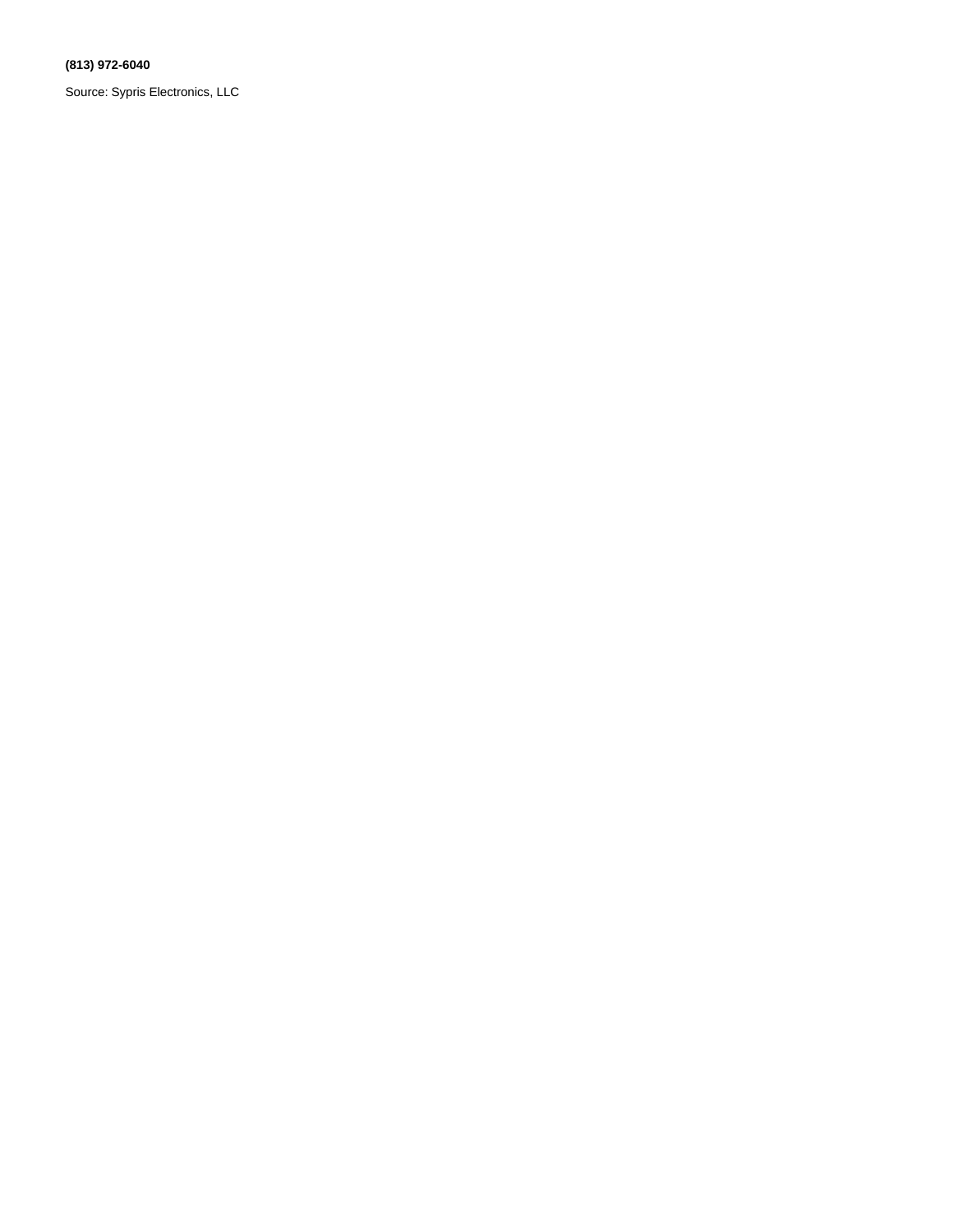**(813) 972-6040**

Source: Sypris Electronics, LLC